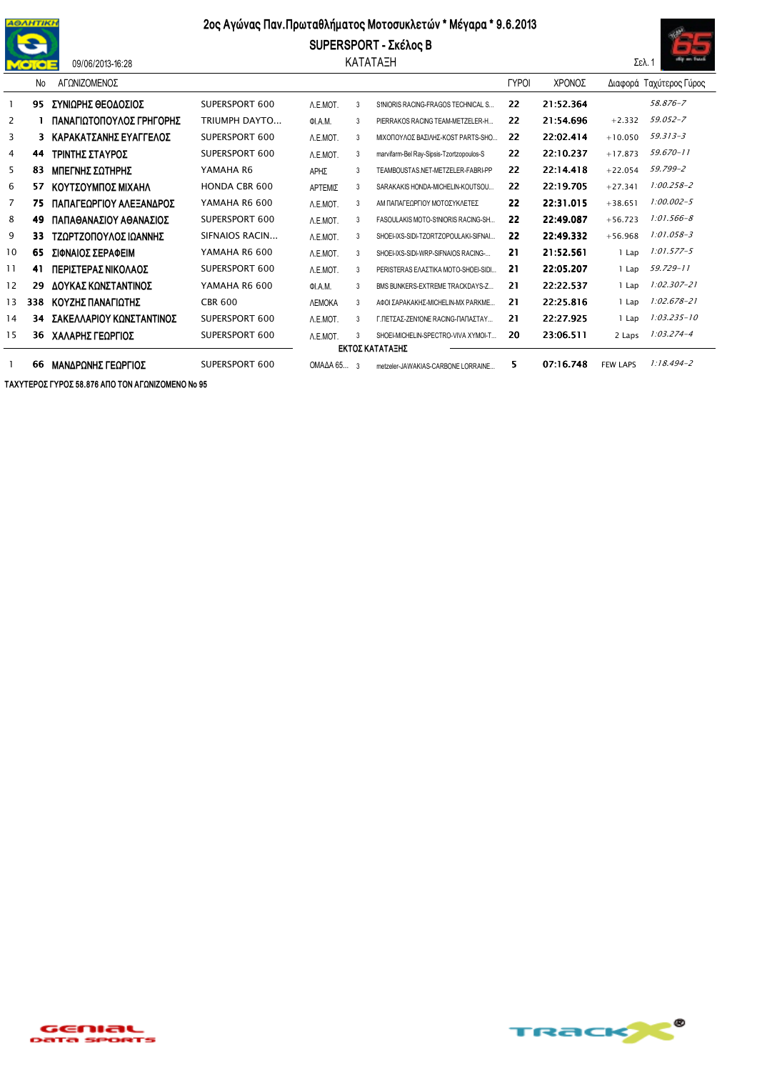# 2ος Αγώνας Παν.Πρωταθλήματος Μοτοσυκλετών * Μέγαρα * 9.6.2013

## SUPERSPORT - Σκέλος Β

ΚΑΤΑΤΑΞΗ

09/06/2013-16:28

| | No | ΑΓΩΝΙΖΟΜΕΝΟΣ | | | | | ΓΥΡΟΙ | ΧΡΟΝΟΣ | Διαφορά | Ταχύτερος Γύρος |
|---|---|---|---|---|---|---|---|---|---|---|
| 1 | 95 | ΣΥΝΙΩΡΗΣ ΘΕΟΔΟΣΙΟΣ | SUPERSPORT 600 | Λ.Ε.ΜΟΤ. | 3 | S1NIORIS RACING-FRAGOS TECHNICAL S... | 22 | 21:52.364 | | 58.876-7 |
| 2 | 1 | ΠΑΝΑΓΙΩΤΟΠΟΥΛΟΣ ΓΡΗΓΟΡΗΣ | TRIUMPH DAYTO... | ΦΙ.Α.Μ. | 3 | PIERRAKOS RACING TEAM-METZELER-H... | 22 | 21:54.696 | +2.332 | 59.052-7 |
| 3 | 3 | ΚΑΡΑΚΑΤΣΑΝΗΣ ΕΥΑΓΓΕΛΟΣ | SUPERSPORT 600 | Λ.Ε.ΜΟΤ. | 3 | ΜΙΧΟΠΟΥΛΟΣ ΒΑΣΙΛΗΣ-KOST PARTS-SHO... | 22 | 22:02.414 | +10.050 | 59.313-3 |
| 4 | 44 | ΤΡΙΠΤΗΣ ΣΤΑΥΡΟΣ | SUPERSPORT 600 | Λ.Ε.ΜΟΤ. | 3 | marvifarm-Bel Ray-Sipsis-Tzortzopoulos-S | 22 | 22:10.237 | +17.873 | 59.670-11 |
| 5 | 83 | ΜΠΕΓΝΗΣ ΣΩΤΗΡΗΣ | YAMAHA R6 | ΑΡΗΣ | 3 | TEAMBOUSTAS.NET-METZELER-FABRI-PP | 22 | 22:14.418 | +22.054 | 59.799-2 |
| 6 | 57 | ΚΟΥΤΣΟΥΜΠΟΣ ΜΙΧΑΗΛ | HONDA CBR 600 | ΑΡΤΕΜΙΣ | 3 | SARAKAKIS HONDA-MICHELIN-KOUTSOU... | 22 | 22:19.705 | +27.341 | 1:00.258-2 |
| 7 | 75 | ΠΑΠΑΓΕΩΡΓΙΟΥ ΑΛΕΞΑΝΔΡΟΣ | YAMAHA R6 600 | Λ.Ε.ΜΟΤ. | 3 | ΑΜ ΠΑΠΑΓΕΩΡΓΙΟΥ ΜΟΤΟΣΥΚΛΕΤΕΣ | 22 | 22:31.015 | +38.651 | 1:00.002-5 |
| 8 | 49 | ΠΑΠΑΘΑΝΑΣΙΟΥ ΑΘΑΝΑΣΙΟΣ | SUPERSPORT 600 | Λ.Ε.ΜΟΤ. | 3 | FASOULAKIS MOTO-S1NIORIS RACING-SH... | 22 | 22:49.087 | +56.723 | 1:01.566-8 |
| 9 | 33 | ΤΖΩΡΤΖΟΠΟΥΛΟΣ ΙΩΑΝΝΗΣ | SIFNAIOS RACIN... | Λ.Ε.ΜΟΤ. | 3 | SHOEI-IXS-SIDI-TZORTZOPOULAKI-SIFNAI... | 22 | 22:49.332 | +56.968 | 1:01.058-3 |
| 10 | 65 | ΣΙΦΝΑΙΟΣ ΣΕΡΑΦΕΙΜ | YAMAHA R6 600 | Λ.Ε.ΜΟΤ. | 3 | SHOEI-IXS-SIDI-WRP-SIFNAIOS RACING-... | 21 | 21:52.561 | 1 Lap | 1:01.577-5 |
| 11 | 41 | ΠΕΡΙΣΤΕΡΑΣ ΝΙΚΟΛΑΟΣ | SUPERSPORT 600 | Λ.Ε.ΜΟΤ. | 3 | PERISTERAS ΕΛΑΣΤΙΚΑ MOTO-SHOEI-SIDI... | 21 | 22:05.207 | 1 Lap | 59.729-11 |
| 12 | 29 | ΔΟΥΚΑΣ ΚΩΝΣΤΑΝΤΙΝΟΣ | YAMAHA R6 600 | ΦΙ.Α.Μ. | 3 | BMS BUNKERS-EXTREME TRACKDAYS-Z... | 21 | 22:22.537 | 1 Lap | 1:02.307-21 |
| 13 | 338 | ΚΟΥΖΗΣ ΠΑΝΑΓΙΩΤΗΣ | CBR 600 | ΛΕΜΟΚΑ | 3 | ΑΦΟΙ ΣΑΡΑΚΑΚΗΣ-MICHELIN-MX PARKME... | 21 | 22:25.816 | 1 Lap | 1:02.678-21 |
| 14 | 34 | ΣΑΚΕΛΛΑΡΙΟΥ ΚΩΝΣΤΑΝΤΙΝΟΣ | SUPERSPORT 600 | Λ.Ε.ΜΟΤ. | 3 | Γ.ΠΕΤΣΑΣ-ZEN1ONE RACING-ΠΑΠΑΣΤΑΥ... | 21 | 22:27.925 | 1 Lap | 1:03.235-10 |
| 15 | 36 | ΧΑΛΑΡΗΣ ΓΕΩΡΓΙΟΣ | SUPERSPORT 600 | Λ.Ε.ΜΟΤ. | 3 | SHOEI-MICHELIN-SPECTRO-VIVA XYMOI-T... | 20 | 23:06.511 | 2 Laps | 1:03.274-4 |
| | | | | ΕΚΤΟΣ ΚΑΤΑΤΑΞΗΣ | | | | | | |
| 1 | 66 | ΜΑΝΔΡΩΝΗΣ ΓΕΩΡΓΙΟΣ | SUPERSPORT 600 | ΟΜΑΔΑ 65... | 3 | metzeler-JAWAKIAS-CARBONE LORRAINE... | 5 | 07:16.748 | FEW LAPS | 1:18.494-2 |

ΤΑΧΥΤΕΡΟΣ ΓΥΡΟΣ 58.876 ΑΠΟ ΤΟΝ ΑΓΩΝΙΖΟΜΕΝΟ No 95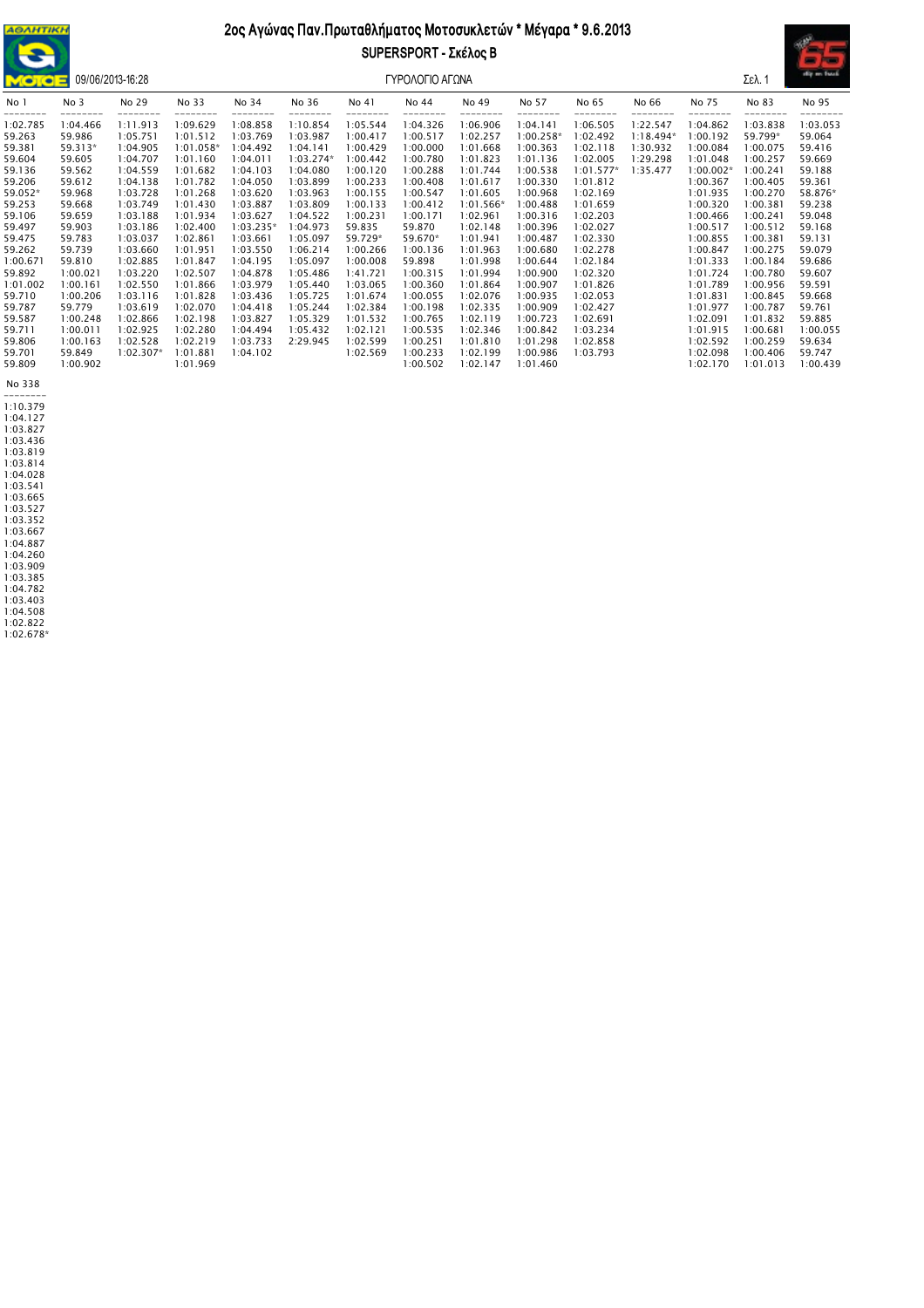# 2ος Αγώνας Παν.Πρωταθλήματος Μοτοσυκλετών * Μέγαρα * 9.6.2013

## SUPERSPORT - Σκέλος Β

09/06/2013-16:28

ΓΥΡΟΛΟΓΙΟ ΑΓΩΝΑ

| No 1 | No 3 | No 29 | No 33 | No 34 | No 36 | No 41 | No 44 | No 49 | No 57 | No 65 | No 66 | No 75 | No 83 | No 95 |
|---|---|---|---|---|---|---|---|---|---|---|---|---|---|---|
| 1:02.785 | 1:04.466 | 1:11.913 | 1:09.629 | 1:08.858 | 1:10.854 | 1:05.544 | 1:04.326 | 1:06.906 | 1:04.141 | 1:06.505 | 1:22.547 | 1:04.862 | 1:03.838 | 1:03.053 |
| 59.263 | 59.986 | 1:05.751 | 1:01.512 | 1:03.769 | 1:03.987 | 1:00.417 | 1:00.517 | 1:02.257 | 1:00.258* | 1:02.492 | 1:18.494* | 1:00.192 | 59.799* | 59.064 |
| 59.381 | 59.313* | 1:04.905 | 1:01.058* | 1:04.492 | 1:04.141 | 1:00.429 | 1:00.000 | 1:01.668 | 1:00.363 | 1:02.118 | 1:30.932 | 1:00.084 | 1:00.075 | 59.416 |
| 59.604 | 59.605 | 1:04.707 | 1:01.160 | 1:04.011 | 1:03.274* | 1:00.442 | 1:00.780 | 1:01.823 | 1:01.136 | 1:02.005 | 1:29.298 | 1:01.048 | 1:00.257 | 59.669 |
| 59.136 | 59.562 | 1:04.559 | 1:01.682 | 1:04.103 | 1:04.080 | 1:00.120 | 1:00.288 | 1:01.744 | 1:00.538 | 1:01.577* | 1:35.477 | 1:00.002* | 1:00.241 | 59.188 |
| 59.206 | 59.612 | 1:04.138 | 1:01.782 | 1:04.050 | 1:03.899 | 1:00.233 | 1:00.408 | 1:01.617 | 1:00.330 | 1:01.812 | | 1:00.367 | 1:00.405 | 59.361 |
| 59.052* | 59.968 | 1:03.728 | 1:01.268 | 1:03.620 | 1:03.963 | 1:00.155 | 1:00.547 | 1:01.605 | 1:00.968 | 1:02.169 | | 1:01.935 | 1:00.270 | 58.876* |
| 59.253 | 59.668 | 1:03.749 | 1:01.430 | 1:03.887 | 1:03.809 | 1:00.133 | 1:00.412 | 1:01.566* | 1:00.488 | 1:01.659 | | 1:00.320 | 1:00.381 | 59.238 |
| 59.106 | 59.659 | 1:03.188 | 1:01.934 | 1:03.627 | 1:04.522 | 1:00.231 | 1:00.171 | 1:02.961 | 1:00.316 | 1:02.203 | | 1:00.466 | 1:00.241 | 59.048 |
| 59.497 | 59.903 | 1:03.186 | 1:02.400 | 1:03.235* | 1:04.973 | 59.835 | 59.870 | 1:02.148 | 1:00.396 | 1:02.027 | | 1:00.517 | 1:00.512 | 59.168 |
| 59.475 | 59.783 | 1:03.037 | 1:02.861 | 1:03.661 | 1:05.097 | 59.729* | 59.670* | 1:01.941 | 1:00.487 | 1:02.330 | | 1:00.855 | 1:00.381 | 59.131 |
| 59.262 | 59.739 | 1:03.660 | 1:01.951 | 1:03.550 | 1:06.214 | 1:00.266 | 1:00.136 | 1:01.963 | 1:00.680 | 1:02.278 | | 1:00.847 | 1:00.275 | 59.079 |
| 1:00.671 | 59.810 | 1:02.885 | 1:01.847 | 1:04.195 | 1:05.097 | 1:00.008 | 59.898 | 1:01.998 | 1:00.644 | 1:02.184 | | 1:01.333 | 1:00.184 | 59.686 |
| 59.892 | 1:00.021 | 1:03.220 | 1:02.507 | 1:04.878 | 1:05.486 | 1:41.721 | 1:00.315 | 1:01.994 | 1:00.900 | 1:02.320 | | 1:01.724 | 1:00.780 | 59.607 |
| 1:01.002 | 1:00.161 | 1:02.550 | 1:01.866 | 1:03.979 | 1:05.440 | 1:03.065 | 1:00.360 | 1:01.864 | 1:00.907 | 1:01.826 | | 1:01.789 | 1:00.956 | 59.591 |
| 59.710 | 1:00.206 | 1:03.116 | 1:01.828 | 1:03.436 | 1:05.725 | 1:01.674 | 1:00.055 | 1:02.076 | 1:00.935 | 1:02.053 | | 1:01.831 | 1:00.845 | 59.668 |
| 59.787 | 59.779 | 1:03.619 | 1:02.070 | 1:04.418 | 1:05.244 | 1:02.384 | 1:00.198 | 1:02.335 | 1:00.909 | 1:02.427 | | 1:01.977 | 1:00.787 | 59.761 |
| 59.587 | 1:00.248 | 1:02.866 | 1:02.198 | 1:03.827 | 1:05.329 | 1:01.532 | 1:00.765 | 1:02.119 | 1:00.723 | 1:02.691 | | 1:02.091 | 1:01.832 | 59.885 |
| 59.711 | 1:00.011 | 1:02.925 | 1:02.280 | 1:04.494 | 1:05.432 | 1:02.121 | 1:00.535 | 1:02.346 | 1:00.842 | 1:03.234 | | 1:01.915 | 1:00.681 | 1:00.055 |
| 59.806 | 1:00.163 | 1:02.528 | 1:02.219 | 1:03.733 | 2:29.945 | 1:02.599 | 1:00.251 | 1:01.810 | 1:01.298 | 1:02.858 | | 1:02.592 | 1:00.259 | 59.634 |
| 59.701 | 59.849 | 1:02.307* | 1:01.881 | 1:04.102 | | 1:02.569 | 1:00.233 | 1:02.199 | 1:00.986 | 1:03.793 | | 1:02.098 | 1:00.406 | 59.747 |
| 59.809 | 1:00.902 | | 1:01.969 | | | | 1:00.502 | 1:02.147 | 1:01.460 | | | 1:02.170 | 1:01.013 | 1:00.439 |

| No 338 |
|---|
| 1:10.379 |
| 1:04.127 |
| 1:03.827 |
| 1:03.436 |
| 1:03.819 |
| 1:03.814 |
| 1:04.028 |
| 1:03.541 |
| 1:03.665 |
| 1:03.527 |
| 1:03.352 |
| 1:03.667 |
| 1:04.887 |
| 1:04.260 |
| 1:03.909 |
| 1:03.385 |
| 1:04.782 |
| 1:03.403 |
| 1:04.508 |
| 1:02.822 |
| 1:02.678* |